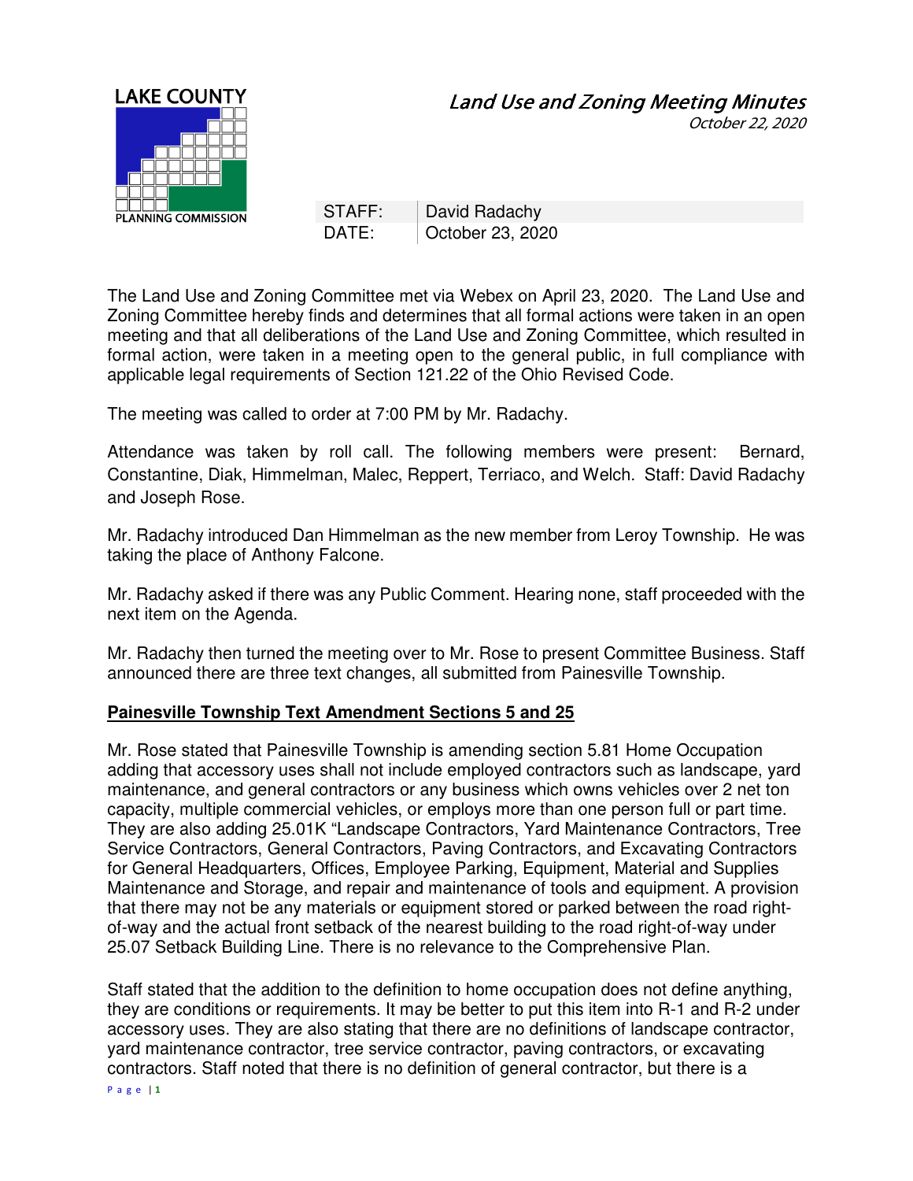LAKE COUNTY

PLANNING COMMISSION

# *Land Use and Zoning Meeting Minutes*

*October 22, 2020*

| STAFF: | David Radachy |
|---|---|
| DATE: | October 23, 2020 |

The Land Use and Zoning Committee met via Webex on April 23, 2020. The Land Use and Zoning Committee hereby finds and determines that all formal actions were taken in an open meeting and that all deliberations of the Land Use and Zoning Committee, which resulted in formal action, were taken in a meeting open to the general public, in full compliance with applicable legal requirements of Section 121.22 of the Ohio Revised Code.

The meeting was called to order at 7:00 PM by Mr. Radachy.

Attendance was taken by roll call. The following members were present: Bernard, Constantine, Diak, Himmelman, Malec, Reppert, Terriaco, and Welch. Staff: David Radachy and Joseph Rose.

Mr. Radachy introduced Dan Himmelman as the new member from Leroy Township. He was taking the place of Anthony Falcone.

Mr. Radachy asked if there was any Public Comment. Hearing none, staff proceeded with the next item on the Agenda.

Mr. Radachy then turned the meeting over to Mr. Rose to present Committee Business. Staff announced there are three text changes, all submitted from Painesville Township.

**Painesville Township Text Amendment Sections 5 and 25**

Mr. Rose stated that Painesville Township is amending section 5.81 Home Occupation adding that accessory uses shall not include employed contractors such as landscape, yard maintenance, and general contractors or any business which owns vehicles over 2 net ton capacity, multiple commercial vehicles, or employs more than one person full or part time. They are also adding 25.01K "Landscape Contractors, Yard Maintenance Contractors, Tree Service Contractors, General Contractors, Paving Contractors, and Excavating Contractors for General Headquarters, Offices, Employee Parking, Equipment, Material and Supplies Maintenance and Storage, and repair and maintenance of tools and equipment. A provision that there may not be any materials or equipment stored or parked between the road right-of-way and the actual front setback of the nearest building to the road right-of-way under 25.07 Setback Building Line. There is no relevance to the Comprehensive Plan.

Staff stated that the addition to the definition to home occupation does not define anything, they are conditions or requirements. It may be better to put this item into R-1 and R-2 under accessory uses. They are also stating that there are no definitions of landscape contractor, yard maintenance contractor, tree service contractor, paving contractors, or excavating contractors. Staff noted that there is no definition of general contractor, but there is a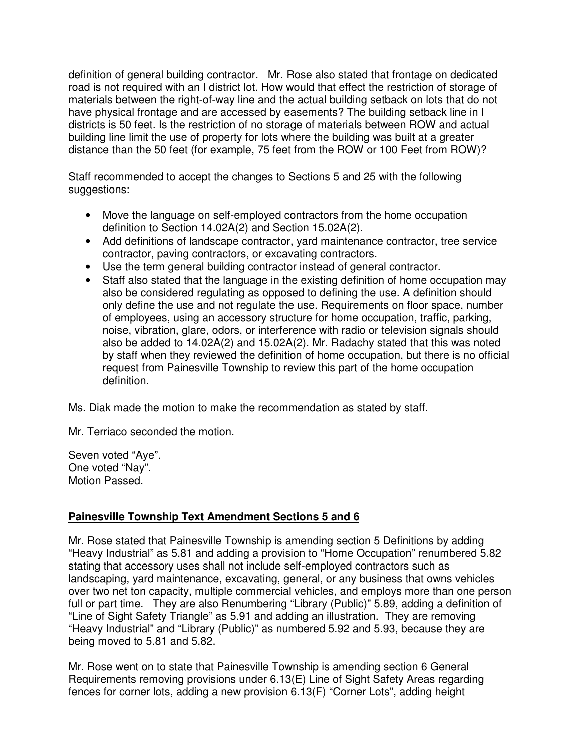definition of general building contractor. Mr. Rose also stated that frontage on dedicated road is not required with an I district lot. How would that effect the restriction of storage of materials between the right-of-way line and the actual building setback on lots that do not have physical frontage and are accessed by easements? The building setback line in I districts is 50 feet. Is the restriction of no storage of materials between ROW and actual building line limit the use of property for lots where the building was built at a greater distance than the 50 feet (for example, 75 feet from the ROW or 100 Feet from ROW)?

Staff recommended to accept the changes to Sections 5 and 25 with the following suggestions:

- Move the language on self-employed contractors from the home occupation definition to Section 14.02A(2) and Section 15.02A(2).
- Add definitions of landscape contractor, yard maintenance contractor, tree service contractor, paving contractors, or excavating contractors.
- Use the term general building contractor instead of general contractor.
- Staff also stated that the language in the existing definition of home occupation may also be considered regulating as opposed to defining the use. A definition should only define the use and not regulate the use. Requirements on floor space, number of employees, using an accessory structure for home occupation, traffic, parking, noise, vibration, glare, odors, or interference with radio or television signals should also be added to 14.02A(2) and 15.02A(2). Mr. Radachy stated that this was noted by staff when they reviewed the definition of home occupation, but there is no official request from Painesville Township to review this part of the home occupation definition.

Ms. Diak made the motion to make the recommendation as stated by staff.

Mr. Terriaco seconded the motion.

Seven voted "Aye".
One voted "Nay".
Motion Passed.

**Painesville Township Text Amendment Sections 5 and 6**

Mr. Rose stated that Painesville Township is amending section 5 Definitions by adding "Heavy Industrial" as 5.81 and adding a provision to "Home Occupation" renumbered 5.82 stating that accessory uses shall not include self-employed contractors such as landscaping, yard maintenance, excavating, general, or any business that owns vehicles over two net ton capacity, multiple commercial vehicles, and employs more than one person full or part time. They are also Renumbering "Library (Public)" 5.89, adding a definition of "Line of Sight Safety Triangle" as 5.91 and adding an illustration. They are removing "Heavy Industrial" and "Library (Public)" as numbered 5.92 and 5.93, because they are being moved to 5.81 and 5.82.

Mr. Rose went on to state that Painesville Township is amending section 6 General Requirements removing provisions under 6.13(E) Line of Sight Safety Areas regarding fences for corner lots, adding a new provision 6.13(F) "Corner Lots", adding height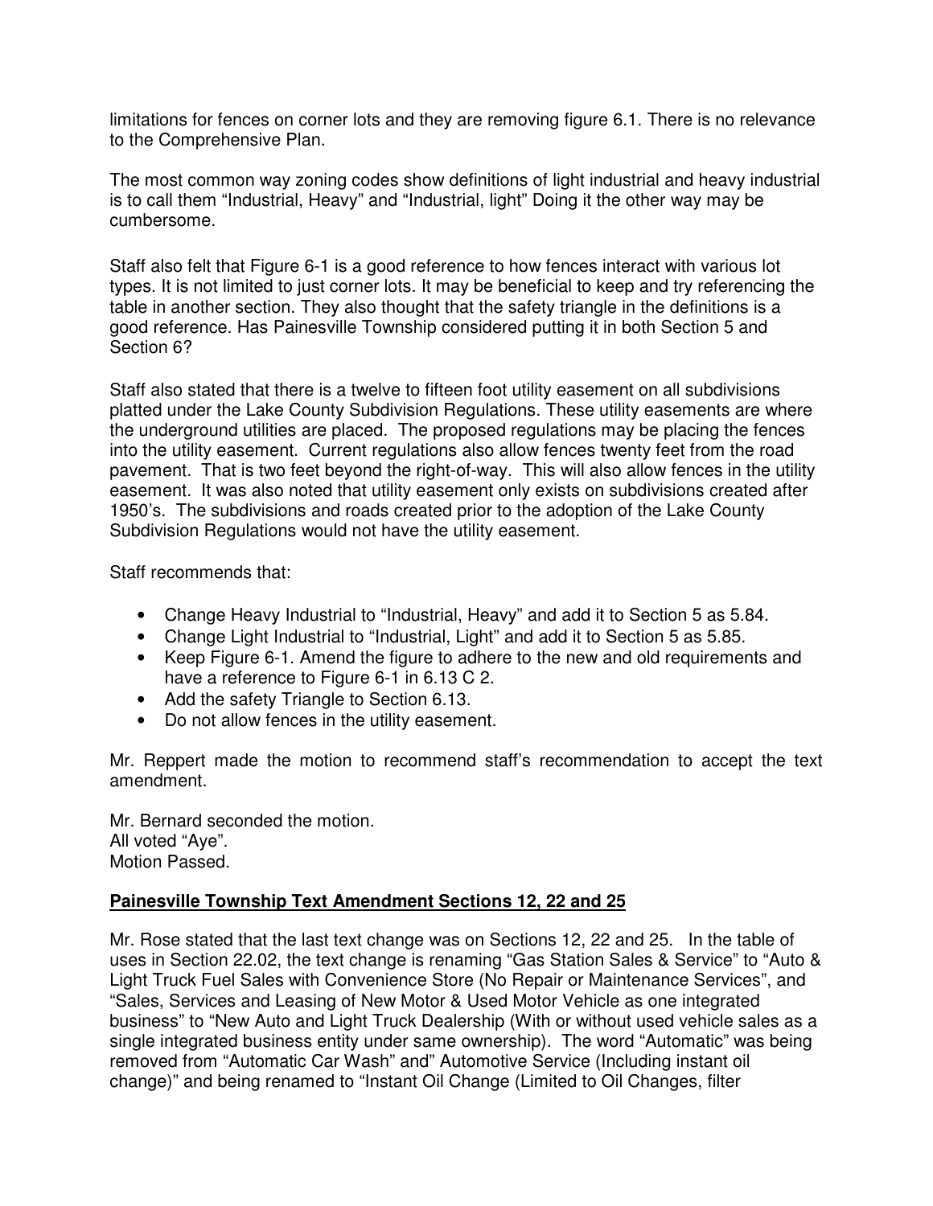limitations for fences on corner lots and they are removing figure 6.1. There is no relevance to the Comprehensive Plan.

The most common way zoning codes show definitions of light industrial and heavy industrial is to call them "Industrial, Heavy" and "Industrial, light" Doing it the other way may be cumbersome.

Staff also felt that Figure 6-1 is a good reference to how fences interact with various lot types. It is not limited to just corner lots. It may be beneficial to keep and try referencing the table in another section. They also thought that the safety triangle in the definitions is a good reference. Has Painesville Township considered putting it in both Section 5 and Section 6?

Staff also stated that there is a twelve to fifteen foot utility easement on all subdivisions platted under the Lake County Subdivision Regulations. These utility easements are where the underground utilities are placed. The proposed regulations may be placing the fences into the utility easement. Current regulations also allow fences twenty feet from the road pavement. That is two feet beyond the right-of-way. This will also allow fences in the utility easement. It was also noted that utility easement only exists on subdivisions created after 1950's. The subdivisions and roads created prior to the adoption of the Lake County Subdivision Regulations would not have the utility easement.

Staff recommends that:

- Change Heavy Industrial to "Industrial, Heavy" and add it to Section 5 as 5.84.
- Change Light Industrial to "Industrial, Light" and add it to Section 5 as 5.85.
- Keep Figure 6-1. Amend the figure to adhere to the new and old requirements and have a reference to Figure 6-1 in 6.13 C 2.
- Add the safety Triangle to Section 6.13.
- Do not allow fences in the utility easement.

Mr. Reppert made the motion to recommend staff's recommendation to accept the text amendment.

Mr. Bernard seconded the motion.
All voted "Aye".
Motion Passed.

**Painesville Township Text Amendment Sections 12, 22 and 25**

Mr. Rose stated that the last text change was on Sections 12, 22 and 25. In the table of uses in Section 22.02, the text change is renaming "Gas Station Sales & Service" to "Auto & Light Truck Fuel Sales with Convenience Store (No Repair or Maintenance Services", and "Sales, Services and Leasing of New Motor & Used Motor Vehicle as one integrated business" to "New Auto and Light Truck Dealership (With or without used vehicle sales as a single integrated business entity under same ownership). The word "Automatic" was being removed from "Automatic Car Wash" and" Automotive Service (Including instant oil change)" and being renamed to "Instant Oil Change (Limited to Oil Changes, filter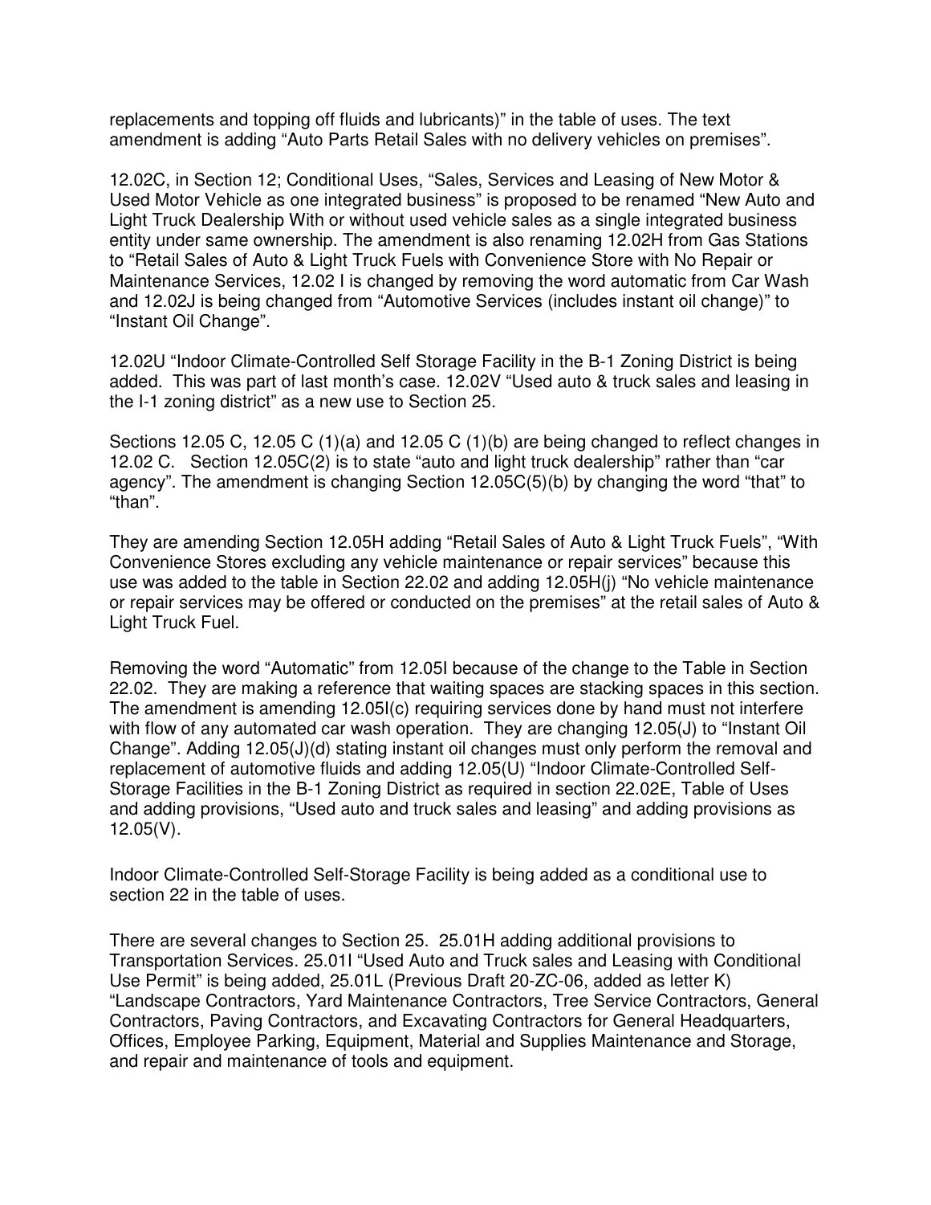replacements and topping off fluids and lubricants)" in the table of uses. The text amendment is adding "Auto Parts Retail Sales with no delivery vehicles on premises".

12.02C, in Section 12; Conditional Uses, "Sales, Services and Leasing of New Motor & Used Motor Vehicle as one integrated business" is proposed to be renamed "New Auto and Light Truck Dealership With or without used vehicle sales as a single integrated business entity under same ownership. The amendment is also renaming 12.02H from Gas Stations to "Retail Sales of Auto & Light Truck Fuels with Convenience Store with No Repair or Maintenance Services, 12.02 I is changed by removing the word automatic from Car Wash and 12.02J is being changed from "Automotive Services (includes instant oil change)" to "Instant Oil Change".

12.02U "Indoor Climate-Controlled Self Storage Facility in the B-1 Zoning District is being added. This was part of last month's case. 12.02V "Used auto & truck sales and leasing in the I-1 zoning district" as a new use to Section 25.

Sections 12.05 C, 12.05 C (1)(a) and 12.05 C (1)(b) are being changed to reflect changes in 12.02 C. Section 12.05C(2) is to state "auto and light truck dealership" rather than "car agency". The amendment is changing Section 12.05C(5)(b) by changing the word "that" to "than".

They are amending Section 12.05H adding "Retail Sales of Auto & Light Truck Fuels", "With Convenience Stores excluding any vehicle maintenance or repair services" because this use was added to the table in Section 22.02 and adding 12.05H(j) "No vehicle maintenance or repair services may be offered or conducted on the premises" at the retail sales of Auto & Light Truck Fuel.

Removing the word "Automatic" from 12.05I because of the change to the Table in Section 22.02. They are making a reference that waiting spaces are stacking spaces in this section. The amendment is amending 12.05I(c) requiring services done by hand must not interfere with flow of any automated car wash operation. They are changing 12.05(J) to "Instant Oil Change". Adding 12.05(J)(d) stating instant oil changes must only perform the removal and replacement of automotive fluids and adding 12.05(U) "Indoor Climate-Controlled Self-Storage Facilities in the B-1 Zoning District as required in section 22.02E, Table of Uses and adding provisions, "Used auto and truck sales and leasing" and adding provisions as 12.05(V).

Indoor Climate-Controlled Self-Storage Facility is being added as a conditional use to section 22 in the table of uses.

There are several changes to Section 25. 25.01H adding additional provisions to Transportation Services. 25.01I "Used Auto and Truck sales and Leasing with Conditional Use Permit" is being added, 25.01L (Previous Draft 20-ZC-06, added as letter K) "Landscape Contractors, Yard Maintenance Contractors, Tree Service Contractors, General Contractors, Paving Contractors, and Excavating Contractors for General Headquarters, Offices, Employee Parking, Equipment, Material and Supplies Maintenance and Storage, and repair and maintenance of tools and equipment.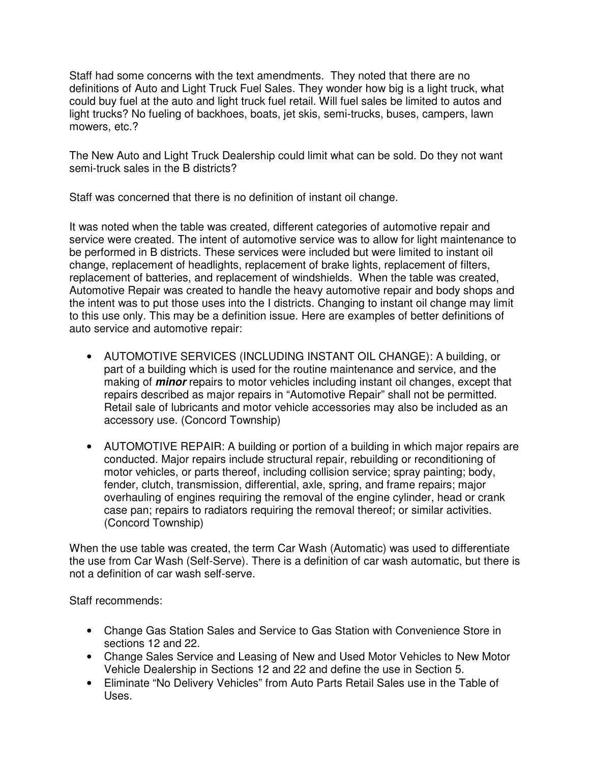Staff had some concerns with the text amendments. They noted that there are no definitions of Auto and Light Truck Fuel Sales. They wonder how big is a light truck, what could buy fuel at the auto and light truck fuel retail. Will fuel sales be limited to autos and light trucks? No fueling of backhoes, boats, jet skis, semi-trucks, buses, campers, lawn mowers, etc.?

The New Auto and Light Truck Dealership could limit what can be sold. Do they not want semi-truck sales in the B districts?

Staff was concerned that there is no definition of instant oil change.

It was noted when the table was created, different categories of automotive repair and service were created. The intent of automotive service was to allow for light maintenance to be performed in B districts. These services were included but were limited to instant oil change, replacement of headlights, replacement of brake lights, replacement of filters, replacement of batteries, and replacement of windshields. When the table was created, Automotive Repair was created to handle the heavy automotive repair and body shops and the intent was to put those uses into the I districts. Changing to instant oil change may limit to this use only. This may be a definition issue. Here are examples of better definitions of auto service and automotive repair:

- AUTOMOTIVE SERVICES (INCLUDING INSTANT OIL CHANGE): A building, or part of a building which is used for the routine maintenance and service, and the making of ***minor*** repairs to motor vehicles including instant oil changes, except that repairs described as major repairs in "Automotive Repair" shall not be permitted. Retail sale of lubricants and motor vehicle accessories may also be included as an accessory use. (Concord Township)

- AUTOMOTIVE REPAIR: A building or portion of a building in which major repairs are conducted. Major repairs include structural repair, rebuilding or reconditioning of motor vehicles, or parts thereof, including collision service; spray painting; body, fender, clutch, transmission, differential, axle, spring, and frame repairs; major overhauling of engines requiring the removal of the engine cylinder, head or crank case pan; repairs to radiators requiring the removal thereof; or similar activities. (Concord Township)

When the use table was created, the term Car Wash (Automatic) was used to differentiate the use from Car Wash (Self-Serve). There is a definition of car wash automatic, but there is not a definition of car wash self-serve.

Staff recommends:

- Change Gas Station Sales and Service to Gas Station with Convenience Store in sections 12 and 22.
- Change Sales Service and Leasing of New and Used Motor Vehicles to New Motor Vehicle Dealership in Sections 12 and 22 and define the use in Section 5.
- Eliminate "No Delivery Vehicles" from Auto Parts Retail Sales use in the Table of Uses.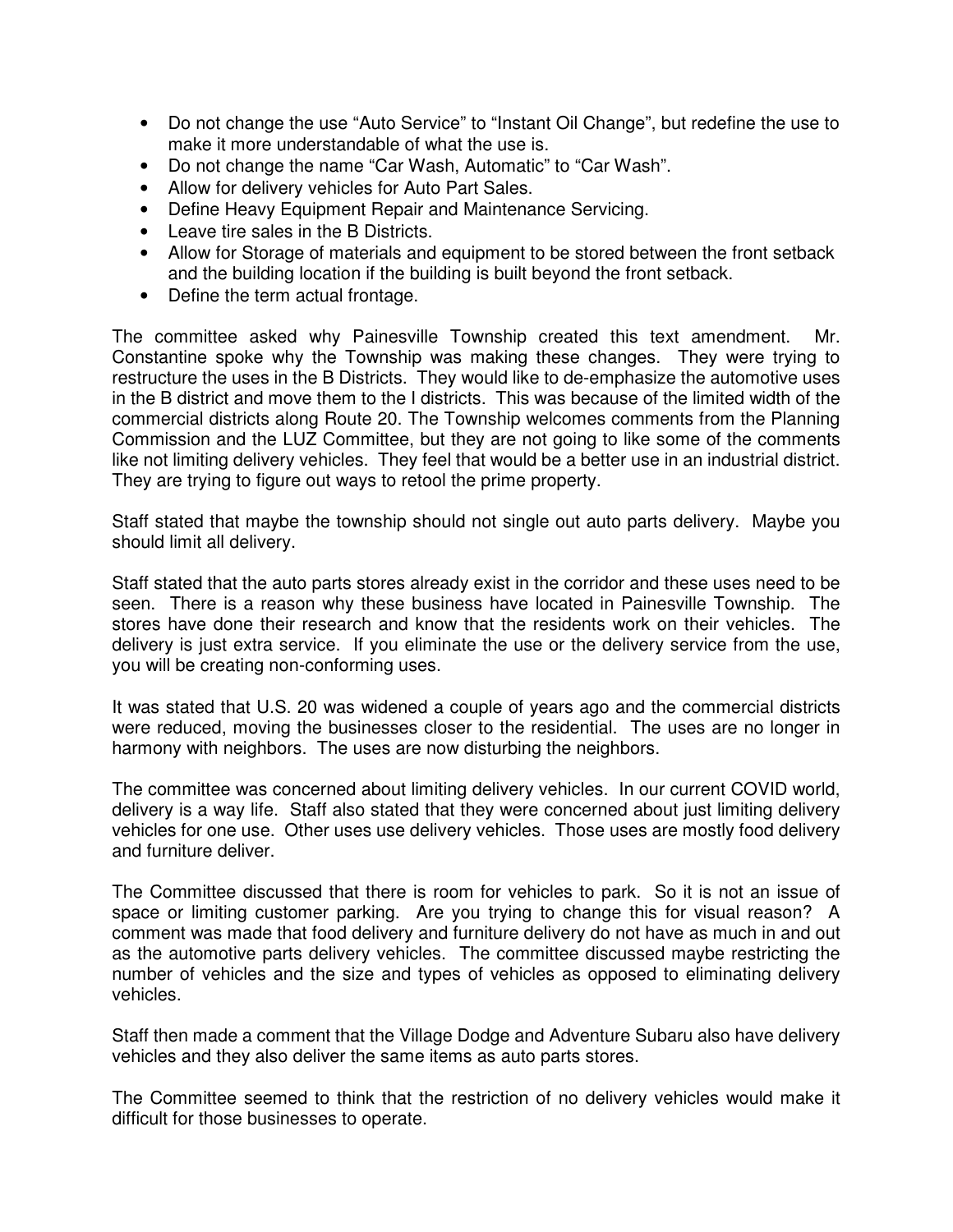- Do not change the use “Auto Service” to “Instant Oil Change”, but redefine the use to make it more understandable of what the use is.
- Do not change the name “Car Wash, Automatic” to “Car Wash”.
- Allow for delivery vehicles for Auto Part Sales.
- Define Heavy Equipment Repair and Maintenance Servicing.
- Leave tire sales in the B Districts.
- Allow for Storage of materials and equipment to be stored between the front setback and the building location if the building is built beyond the front setback.
- Define the term actual frontage.

The committee asked why Painesville Township created this text amendment. Mr. Constantine spoke why the Township was making these changes. They were trying to restructure the uses in the B Districts. They would like to de-emphasize the automotive uses in the B district and move them to the I districts. This was because of the limited width of the commercial districts along Route 20. The Township welcomes comments from the Planning Commission and the LUZ Committee, but they are not going to like some of the comments like not limiting delivery vehicles. They feel that would be a better use in an industrial district. They are trying to figure out ways to retool the prime property.

Staff stated that maybe the township should not single out auto parts delivery. Maybe you should limit all delivery.

Staff stated that the auto parts stores already exist in the corridor and these uses need to be seen. There is a reason why these business have located in Painesville Township. The stores have done their research and know that the residents work on their vehicles. The delivery is just extra service. If you eliminate the use or the delivery service from the use, you will be creating non-conforming uses.

It was stated that U.S. 20 was widened a couple of years ago and the commercial districts were reduced, moving the businesses closer to the residential. The uses are no longer in harmony with neighbors. The uses are now disturbing the neighbors.

The committee was concerned about limiting delivery vehicles. In our current COVID world, delivery is a way life. Staff also stated that they were concerned about just limiting delivery vehicles for one use. Other uses use delivery vehicles. Those uses are mostly food delivery and furniture deliver.

The Committee discussed that there is room for vehicles to park. So it is not an issue of space or limiting customer parking. Are you trying to change this for visual reason? A comment was made that food delivery and furniture delivery do not have as much in and out as the automotive parts delivery vehicles. The committee discussed maybe restricting the number of vehicles and the size and types of vehicles as opposed to eliminating delivery vehicles.

Staff then made a comment that the Village Dodge and Adventure Subaru also have delivery vehicles and they also deliver the same items as auto parts stores.

The Committee seemed to think that the restriction of no delivery vehicles would make it difficult for those businesses to operate.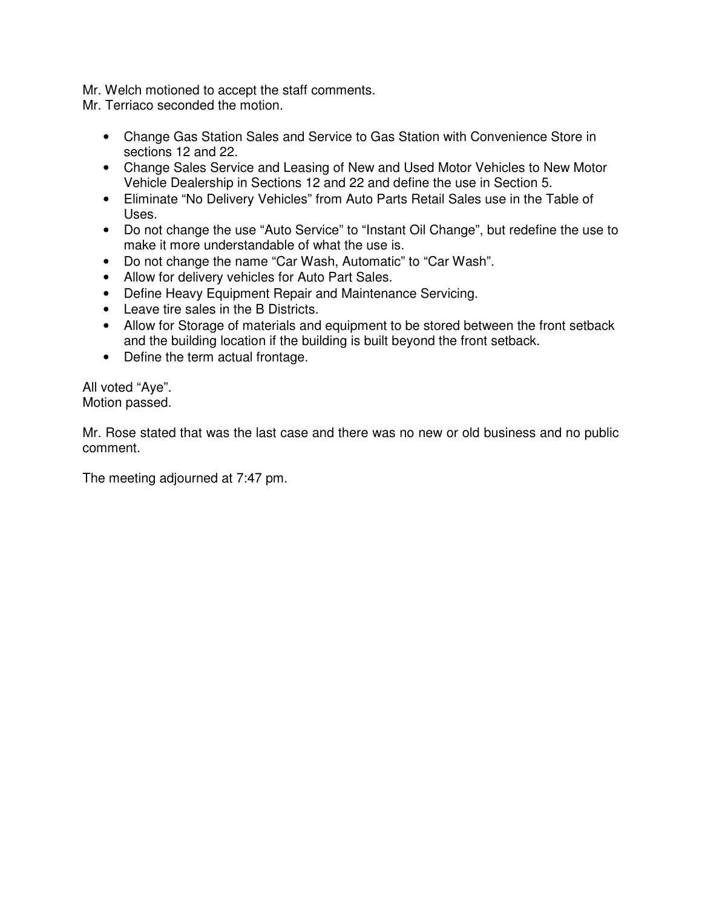Mr. Welch motioned to accept the staff comments.
Mr. Terriaco seconded the motion.

- Change Gas Station Sales and Service to Gas Station with Convenience Store in sections 12 and 22.
- Change Sales Service and Leasing of New and Used Motor Vehicles to New Motor Vehicle Dealership in Sections 12 and 22 and define the use in Section 5.
- Eliminate "No Delivery Vehicles" from Auto Parts Retail Sales use in the Table of Uses.
- Do not change the use "Auto Service" to "Instant Oil Change", but redefine the use to make it more understandable of what the use is.
- Do not change the name "Car Wash, Automatic" to "Car Wash".
- Allow for delivery vehicles for Auto Part Sales.
- Define Heavy Equipment Repair and Maintenance Servicing.
- Leave tire sales in the B Districts.
- Allow for Storage of materials and equipment to be stored between the front setback and the building location if the building is built beyond the front setback.
- Define the term actual frontage.

All voted "Aye".
Motion passed.

Mr. Rose stated that was the last case and there was no new or old business and no public comment.

The meeting adjourned at 7:47 pm.